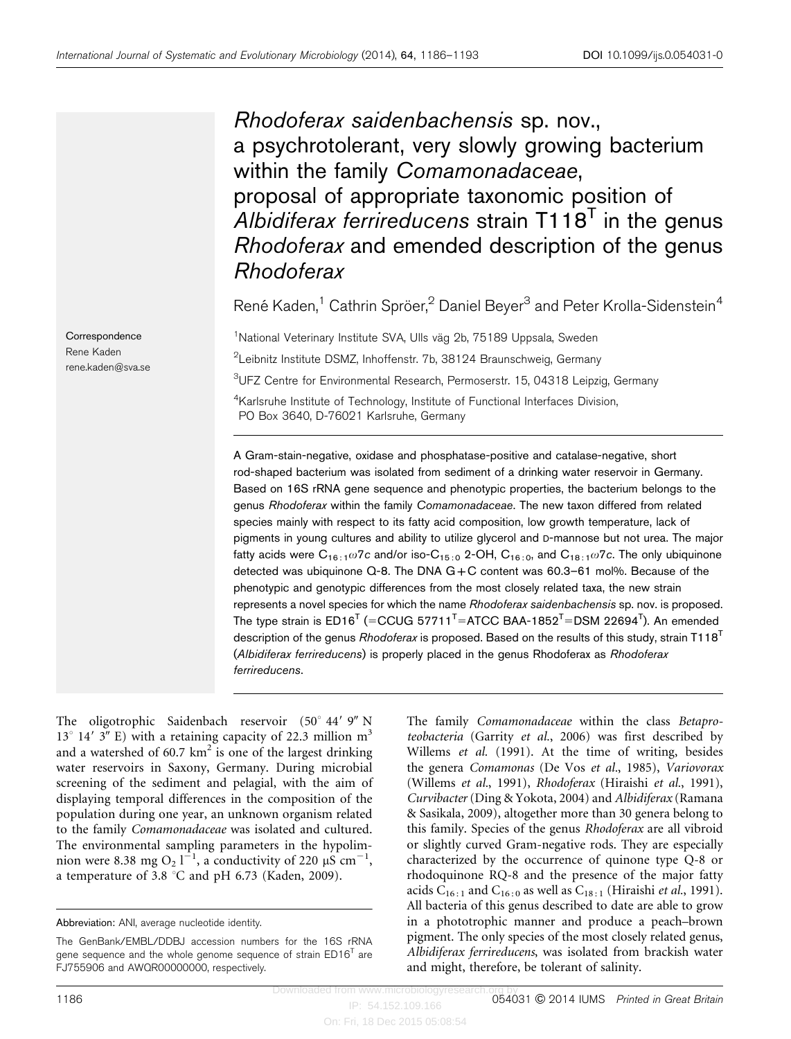# *Rhodoferax saidenbachensis* sp. nov., a psychrotolerant, very slowly growing bacterium within the family *Comamonadaceae*, proposal of appropriate taxonomic position of *Albidiferax ferrireducens* strain T118$^T$ in the genus *Rhodoferax* and emended description of the genus *Rhodoferax*

René Kaden,[1] Cathrin Spröer,[2] Daniel Beyer[3] and Peter Krolla-Sidenstein[4]

[1]National Veterinary Institute SVA, Ulls väg 2b, 75189 Uppsala, Sweden

[2]Leibnitz Institute DSMZ, Inhoffenstr. 7b, 38124 Braunschweig, Germany

[3]UFZ Centre for Environmental Research, Permoserstr. 15, 04318 Leipzig, Germany

[4]Karlsruhe Institute of Technology, Institute of Functional Interfaces Division, PO Box 3640, D-76021 Karlsruhe, Germany

Correspondence
Rene Kaden
rene.kaden@sva.se

A Gram-stain-negative, oxidase and phosphatase-positive and catalase-negative, short rod-shaped bacterium was isolated from sediment of a drinking water reservoir in Germany. Based on 16S rRNA gene sequence and phenotypic properties, the bacterium belongs to the genus *Rhodoferax* within the family *Comamonadaceae*. The new taxon differed from related species mainly with respect to its fatty acid composition, low growth temperature, lack of pigments in young cultures and ability to utilize glycerol and D-mannose but not urea. The major fatty acids were $C_{16:1}\omega7c$ and/or iso-$C_{15:0}$ 2-OH, $C_{16:0}$, and $C_{18:1}\omega7c$. The only ubiquinone detected was ubiquinone Q-8. The DNA G+C content was 60.3–61 mol%. Because of the phenotypic and genotypic differences from the most closely related taxa, the new strain represents a novel species for which the name *Rhodoferax saidenbachensis* sp. nov. is proposed. The type strain is ED16$^T$ (=CCUG 57711$^T$=ATCC BAA-1852$^T$=DSM 22694$^T$). An emended description of the genus *Rhodoferax* is proposed. Based on the results of this study, strain T118$^T$ (*Albidiferax ferrireducens*) is properly placed in the genus Rhodoferax as *Rhodoferax ferrireducens*.

The oligotrophic Saidenbach reservoir (50° 44′ 9″ N 13° 14′ 3″ E) with a retaining capacity of 22.3 million $m^3$ and a watershed of 60.7 $km^2$ is one of the largest drinking water reservoirs in Saxony, Germany. During microbial screening of the sediment and pelagial, with the aim of displaying temporal differences in the composition of the population during one year, an unknown organism related to the family *Comamonadaceae* was isolated and cultured. The environmental sampling parameters in the hypolimnion were 8.38 mg $O_2$ $l^{-1}$, a conductivity of 220 $\mu S\ cm^{-1}$, a temperature of 3.8 °C and pH 6.73 (Kaden, 2009).

The family *Comamonadaceae* within the class *Betaproteobacteria* (Garrity *et al.*, 2006) was first described by Willems *et al.* (1991). At the time of writing, besides the genera *Comamonas* (De Vos *et al.*, 1985), *Variovorax* (Willems *et al.*, 1991), *Rhodoferax* (Hiraishi *et al.*, 1991), *Curvibacter* (Ding & Yokota, 2004) and *Albidiferax* (Ramana & Sasikala, 2009), altogether more than 30 genera belong to this family. Species of the genus *Rhodoferax* are all vibroid or slightly curved Gram-negative rods. They are especially characterized by the occurrence of quinone type Q-8 or rhodoquinone RQ-8 and the presence of the major fatty acids $C_{16:1}$ and $C_{16:0}$ as well as $C_{18:1}$ (Hiraishi *et al.*, 1991). All bacteria of this genus described to date are able to grow in a phototrophic manner and produce a peach–brown pigment. The only species of the most closely related genus, *Albidiferax ferrireducens*, was isolated from brackish water and might, therefore, be tolerant of salinity.

Abbreviation: ANI, average nucleotide identity.

The GenBank/EMBL/DDBJ accession numbers for the 16S rRNA gene sequence and the whole genome sequence of strain ED16$^T$ are FJ755906 and AWQR00000000, respectively.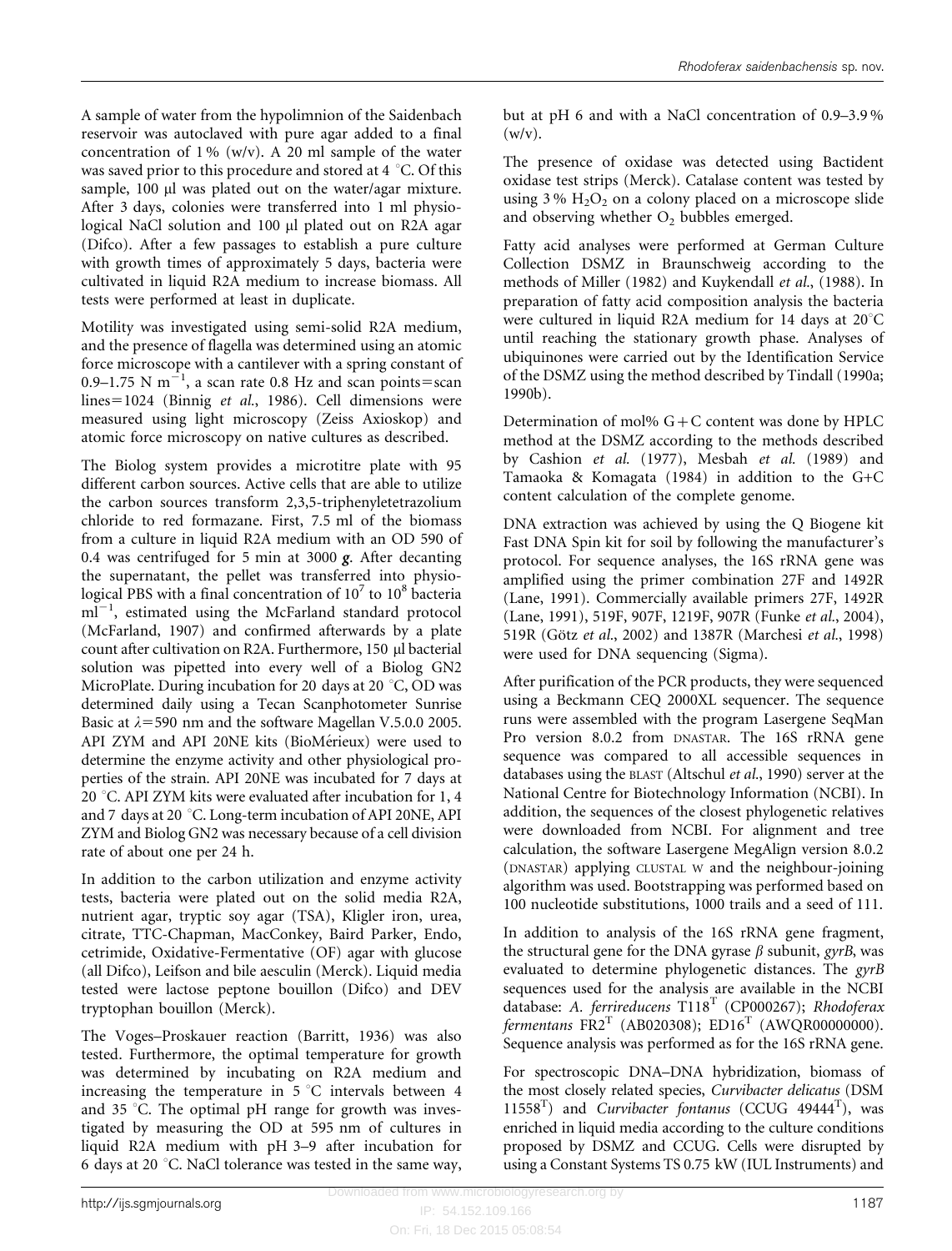A sample of water from the hypolimnion of the Saidenbach reservoir was autoclaved with pure agar added to a final concentration of 1 % (w/v). A 20 ml sample of the water was saved prior to this procedure and stored at 4 °C. Of this sample, 100 µl was plated out on the water/agar mixture. After 3 days, colonies were transferred into 1 ml physiological NaCl solution and 100 µl plated out on R2A agar (Difco). After a few passages to establish a pure culture with growth times of approximately 5 days, bacteria were cultivated in liquid R2A medium to increase biomass. All tests were performed at least in duplicate.

Motility was investigated using semi-solid R2A medium, and the presence of flagella was determined using an atomic force microscope with a cantilever with a spring constant of 0.9–1.75 N $m^{-1}$, a scan rate 0.8 Hz and scan points=scan lines=1024 (Binnig *et al.*, 1986). Cell dimensions were measured using light microscopy (Zeiss Axioskop) and atomic force microscopy on native cultures as described.

The Biolog system provides a microtitre plate with 95 different carbon sources. Active cells that are able to utilize the carbon sources transform 2,3,5-triphenyletetrazolium chloride to red formazane. First, 7.5 ml of the biomass from a culture in liquid R2A medium with an OD 590 of 0.4 was centrifuged for 5 min at 3000 ***g***. After decanting the supernatant, the pellet was transferred into physiological PBS with a final concentration of $10^7$ to $10^8$ bacteria $ml^{-1}$, estimated using the McFarland standard protocol (McFarland, 1907) and confirmed afterwards by a plate count after cultivation on R2A. Furthermore, 150 µl bacterial solution was pipetted into every well of a Biolog GN2 MicroPlate. During incubation for 20 days at 20 °C, OD was determined daily using a Tecan Scanphotometer Sunrise Basic at $\lambda$=590 nm and the software Magellan V.5.0.0 2005. API ZYM and API 20NE kits (BioMérieux) were used to determine the enzyme activity and other physiological properties of the strain. API 20NE was incubated for 7 days at 20 °C. API ZYM kits were evaluated after incubation for 1, 4 and 7 days at 20 °C. Long-term incubation of API 20NE, API ZYM and Biolog GN2 was necessary because of a cell division rate of about one per 24 h.

In addition to the carbon utilization and enzyme activity tests, bacteria were plated out on the solid media R2A, nutrient agar, tryptic soy agar (TSA), Kligler iron, urea, citrate, TTC-Chapman, MacConkey, Baird Parker, Endo, cetrimide, Oxidative-Fermentative (OF) agar with glucose (all Difco), Leifson and bile aesculin (Merck). Liquid media tested were lactose peptone bouillon (Difco) and DEV tryptophan bouillon (Merck).

The Voges–Proskauer reaction (Barritt, 1936) was also tested. Furthermore, the optimal temperature for growth was determined by incubating on R2A medium and increasing the temperature in 5 °C intervals between 4 and 35 °C. The optimal pH range for growth was investigated by measuring the OD at 595 nm of cultures in liquid R2A medium with pH 3–9 after incubation for 6 days at 20 °C. NaCl tolerance was tested in the same way, but at pH 6 and with a NaCl concentration of 0.9–3.9 % (w/v).

The presence of oxidase was detected using Bactident oxidase test strips (Merck). Catalase content was tested by using 3 % $H_2O_2$ on a colony placed on a microscope slide and observing whether $O_2$ bubbles emerged.

Fatty acid analyses were performed at German Culture Collection DSMZ in Braunschweig according to the methods of Miller (1982) and Kuykendall *et al.*, (1988). In preparation of fatty acid composition analysis the bacteria were cultured in liquid R2A medium for 14 days at 20°C until reaching the stationary growth phase. Analyses of ubiquinones were carried out by the Identification Service of the DSMZ using the method described by Tindall (1990a; 1990b).

Determination of mol% G+C content was done by HPLC method at the DSMZ according to the methods described by Cashion *et al.* (1977), Mesbah *et al.* (1989) and Tamaoka & Komagata (1984) in addition to the G+C content calculation of the complete genome.

DNA extraction was achieved by using the Q Biogene kit Fast DNA Spin kit for soil by following the manufacturer's protocol. For sequence analyses, the 16S rRNA gene was amplified using the primer combination 27F and 1492R (Lane, 1991). Commercially available primers 27F, 1492R (Lane, 1991), 519F, 907F, 1219F, 907R (Funke *et al.*, 2004), 519R (Götz *et al.*, 2002) and 1387R (Marchesi *et al.*, 1998) were used for DNA sequencing (Sigma).

After purification of the PCR products, they were sequenced using a Beckmann CEQ 2000XL sequencer. The sequence runs were assembled with the program Lasergene SeqMan Pro version 8.0.2 from DNASTAR. The 16S rRNA gene sequence was compared to all accessible sequences in databases using the BLAST (Altschul *et al.*, 1990) server at the National Centre for Biotechnology Information (NCBI). In addition, the sequences of the closest phylogenetic relatives were downloaded from NCBI. For alignment and tree calculation, the software Lasergene MegAlign version 8.0.2 (DNASTAR) applying CLUSTAL W and the neighbour-joining algorithm was used. Bootstrapping was performed based on 100 nucleotide substitutions, 1000 trails and a seed of 111.

In addition to analysis of the 16S rRNA gene fragment, the structural gene for the DNA gyrase $\beta$ subunit, *gyrB*, was evaluated to determine phylogenetic distances. The *gyrB* sequences used for the analysis are available in the NCBI database: *A. ferrireducens* T118$^T$ (CP000267); *Rhodoferax fermentans* FR2$^T$ (AB020308); ED16$^T$ (AWQR00000000). Sequence analysis was performed as for the 16S rRNA gene.

For spectroscopic DNA–DNA hybridization, biomass of the most closely related species, *Curvibacter delicatus* (DSM 11558$^T$) and *Curvibacter fontanus* (CCUG 49444$^T$), was enriched in liquid media according to the culture conditions proposed by DSMZ and CCUG. Cells were disrupted by using a Constant Systems TS 0.75 kW (IUL Instruments) and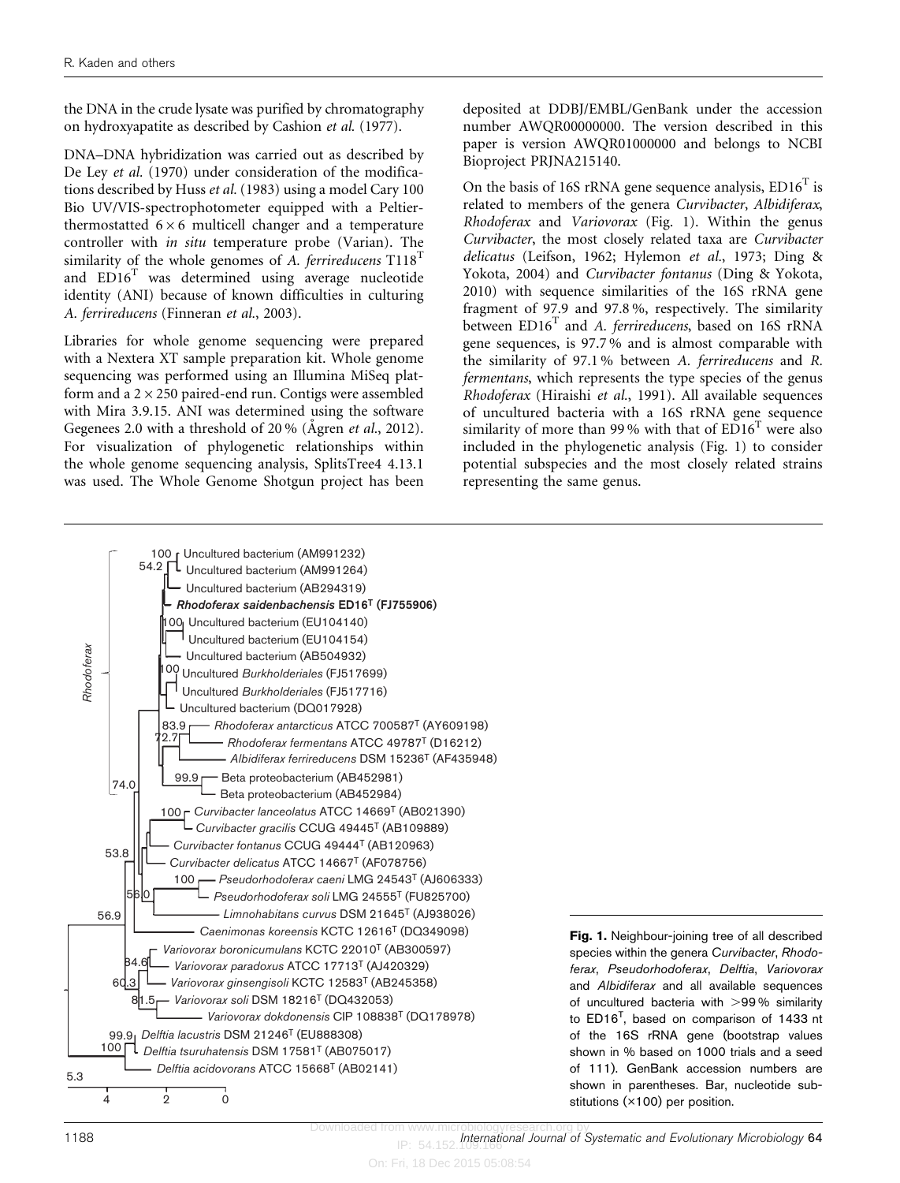the DNA in the crude lysate was purified by chromatography on hydroxyapatite as described by Cashion *et al.* (1977).

DNA–DNA hybridization was carried out as described by De Ley *et al.* (1970) under consideration of the modifications described by Huss *et al.* (1983) using a model Cary 100 Bio UV/VIS-spectrophotometer equipped with a Peltier-thermostatted $6 \times 6$ multicell changer and a temperature controller with *in situ* temperature probe (Varian). The similarity of the whole genomes of *A. ferrireducens* T118$^{T}$ and ED16$^{T}$ was determined using average nucleotide identity (ANI) because of known difficulties in culturing *A. ferrireducens* (Finneran *et al.*, 2003).

Libraries for whole genome sequencing were prepared with a Nextera XT sample preparation kit. Whole genome sequencing was performed using an Illumina MiSeq platform and a $2 \times 250$ paired-end run. Contigs were assembled with Mira 3.9.15. ANI was determined using the software Gegenees 2.0 with a threshold of 20 % (Ågren *et al.*, 2012). For visualization of phylogenetic relationships within the whole genome sequencing analysis, SplitsTree4 4.13.1 was used. The Whole Genome Shotgun project has been deposited at DDBJ/EMBL/GenBank under the accession number AWQR00000000. The version described in this paper is version AWQR01000000 and belongs to NCBI Bioproject PRJNA215140.

On the basis of 16S rRNA gene sequence analysis, ED16$^{T}$ is related to members of the genera *Curvibacter*, *Albidiferax*, *Rhodoferax* and *Variovorax* (Fig. 1). Within the genus *Curvibacter*, the most closely related taxa are *Curvibacter delicatus* (Leifson, 1962; Hylemon *et al.*, 1973; Ding & Yokota, 2004) and *Curvibacter fontanus* (Ding & Yokota, 2010) with sequence similarities of the 16S rRNA gene fragment of 97.9 and 97.8 %, respectively. The similarity between ED16$^{T}$ and *A. ferrireducens*, based on 16S rRNA gene sequences, is 97.7 % and is almost comparable with the similarity of 97.1 % between *A. ferrireducens* and *R. fermentans*, which represents the type species of the genus *Rhodoferax* (Hiraishi *et al.*, 1991). All available sequences of uncultured bacteria with a 16S rRNA gene sequence similarity of more than 99 % with that of ED16$^{T}$ were also included in the phylogenetic analysis (Fig. 1) to consider potential subspecies and the most closely related strains representing the same genus.

**Fig. 1.** Neighbour-joining tree of all described species within the genera *Curvibacter*, *Rhodoferax*, *Pseudorhodoferax*, *Delftia*, *Variovorax* and *Albidiferax* and all available sequences of uncultured bacteria with >99 % similarity to ED16$^{T}$, based on comparison of 1433 nt of the 16S rRNA gene (bootstrap values shown in % based on 1000 trials and a seed of 111). GenBank accession numbers are shown in parentheses. Bar, nucleotide substitutions (×100) per position.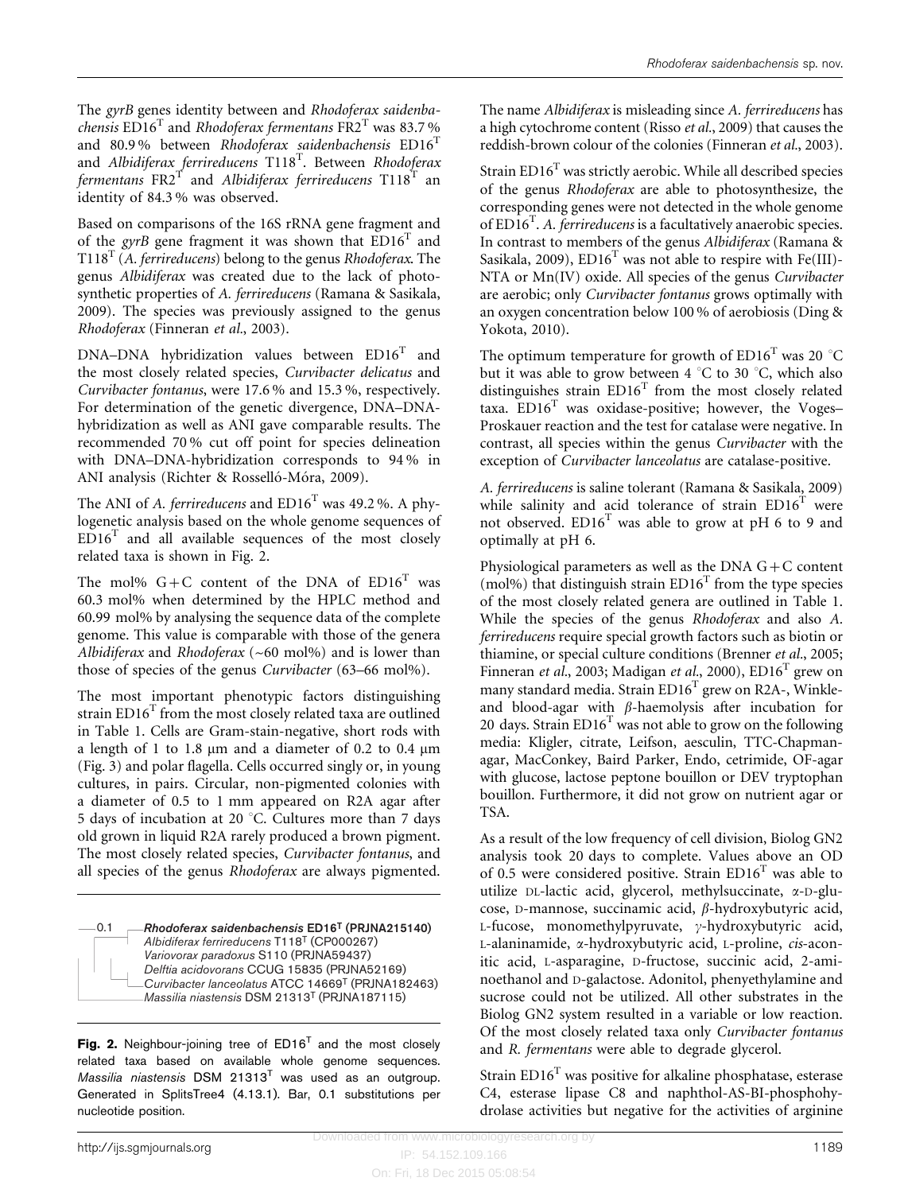The *gyrB* genes identity between and *Rhodoferax saidenbachensis* ED16$^T$ and *Rhodoferax fermentans* FR2$^T$ was 83.7 % and 80.9 % between *Rhodoferax saidenbachensis* ED16$^T$ and *Albidiferax ferrireducens* T118$^T$. Between *Rhodoferax fermentans* FR2$^T$ and *Albidiferax ferrireducens* T118$^T$ an identity of 84.3 % was observed.

Based on comparisons of the 16S rRNA gene fragment and of the *gyrB* gene fragment it was shown that ED16$^T$ and T118$^T$ (*A. ferrireducens*) belong to the genus *Rhodoferax*. The genus *Albidiferax* was created due to the lack of photosynthetic properties of *A. ferrireducens* (Ramana & Sasikala, 2009). The species was previously assigned to the genus *Rhodoferax* (Finneran *et al.*, 2003).

DNA–DNA hybridization values between ED16$^T$ and the most closely related species, *Curvibacter delicatus* and *Curvibacter fontanus*, were 17.6 % and 15.3 %, respectively. For determination of the genetic divergence, DNA–DNA-hybridization as well as ANI gave comparable results. The recommended 70 % cut off point for species delineation with DNA–DNA-hybridization corresponds to 94 % in ANI analysis (Richter & Rosselló-Móra, 2009).

The ANI of *A. ferrireducens* and ED16$^T$ was 49.2 %. A phylogenetic analysis based on the whole genome sequences of ED16$^T$ and all available sequences of the most closely related taxa is shown in Fig. 2.

The mol% G+C content of the DNA of ED16$^T$ was 60.3 mol% when determined by the HPLC method and 60.99 mol% by analysing the sequence data of the complete genome. This value is comparable with those of the genera *Albidiferax* and *Rhodoferax* (~60 mol%) and is lower than those of species of the genus *Curvibacter* (63–66 mol%).

The most important phenotypic factors distinguishing strain ED16$^T$ from the most closely related taxa are outlined in Table 1. Cells are Gram-stain-negative, short rods with a length of 1 to 1.8 µm and a diameter of 0.2 to 0.4 µm (Fig. 3) and polar flagella. Cells occurred singly or, in young cultures, in pairs. Circular, non-pigmented colonies with a diameter of 0.5 to 1 mm appeared on R2A agar after 5 days of incubation at 20 °C. Cultures more than 7 days old grown in liquid R2A rarely produced a brown pigment. The most closely related species, *Curvibacter fontanus*, and all species of the genus *Rhodoferax* are always pigmented.

0.1

**Rhodoferax saidenbachensis ED16$^T$ (PRJNA215140)**
*Albidiferax ferrireducens* T118$^T$ (CP000267)
*Variovorax paradoxus* S110 (PRJNA59437)
*Delftia acidovorans* CCUG 15835 (PRJNA52169)
*Curvibacter lanceolatus* ATCC 14669$^T$ (PRJNA182463)
*Massilia niastensis* DSM 21313$^T$ (PRJNA187115)

**Fig. 2.** Neighbour-joining tree of ED16$^T$ and the most closely related taxa based on available whole genome sequences. *Massilia niastensis* DSM 21313$^T$ was used as an outgroup. Generated in SplitsTree4 (4.13.1). Bar, 0.1 substitutions per nucleotide position.

The name *Albidiferax* is misleading since *A. ferrireducens* has a high cytochrome content (Risso *et al.*, 2009) that causes the reddish-brown colour of the colonies (Finneran *et al.*, 2003).

Strain ED16$^T$ was strictly aerobic. While all described species of the genus *Rhodoferax* are able to photosynthesize, the corresponding genes were not detected in the whole genome of ED16$^T$. *A. ferrireducens* is a facultatively anaerobic species. In contrast to members of the genus *Albidiferax* (Ramana & Sasikala, 2009), ED16$^T$ was not able to respire with Fe(III)-NTA or Mn(IV) oxide. All species of the genus *Curvibacter* are aerobic; only *Curvibacter fontanus* grows optimally with an oxygen concentration below 100 % of aerobiosis (Ding & Yokota, 2010).

The optimum temperature for growth of ED16$^T$ was 20 °C but it was able to grow between 4 °C to 30 °C, which also distinguishes strain ED16$^T$ from the most closely related taxa. ED16$^T$ was oxidase-positive; however, the Voges–Proskauer reaction and the test for catalase were negative. In contrast, all species within the genus *Curvibacter* with the exception of *Curvibacter lanceolatus* are catalase-positive.

*A. ferrireducens* is saline tolerant (Ramana & Sasikala, 2009) while salinity and acid tolerance of strain ED16$^T$ were not observed. ED16$^T$ was able to grow at pH 6 to 9 and optimally at pH 6.

Physiological parameters as well as the DNA G+C content (mol%) that distinguish strain ED16$^T$ from the type species of the most closely related genera are outlined in Table 1. While the species of the genus *Rhodoferax* and also *A. ferrireducens* require special growth factors such as biotin or thiamine, or special culture conditions (Brenner *et al.*, 2005; Finneran *et al.*, 2003; Madigan *et al.*, 2000), ED16$^T$ grew on many standard media. Strain ED16$^T$ grew on R2A-, Winkle- and blood-agar with β-haemolysis after incubation for 20 days. Strain ED16$^T$ was not able to grow on the following media: Kligler, citrate, Leifson, aesculin, TTC-Chapman-agar, MacConkey, Baird Parker, Endo, cetrimide, OF-agar with glucose, lactose peptone bouillon or DEV tryptophan bouillon. Furthermore, it did not grow on nutrient agar or TSA.

As a result of the low frequency of cell division, Biolog GN2 analysis took 20 days to complete. Values above an OD of 0.5 were considered positive. Strain ED16$^T$ was able to utilize DL-lactic acid, glycerol, methylsuccinate, α-D-glucose, D-mannose, succinamic acid, β-hydroxybutyric acid, L-fucose, monomethylpyruvate, γ-hydroxybutyric acid, L-alaninamide, α-hydroxybutyric acid, L-proline, *cis*-aconitic acid, L-asparagine, D-fructose, succinic acid, 2-aminoethanol and D-galactose. Adonitol, phenyethylamine and sucrose could not be utilized. All other substrates in the Biolog GN2 system resulted in a variable or low reaction. Of the most closely related taxa only *Curvibacter fontanus* and *R. fermentans* were able to degrade glycerol.

Strain ED16$^T$ was positive for alkaline phosphatase, esterase C4, esterase lipase C8 and naphthol-AS-BI-phosphohydrolase activities but negative for the activities of arginine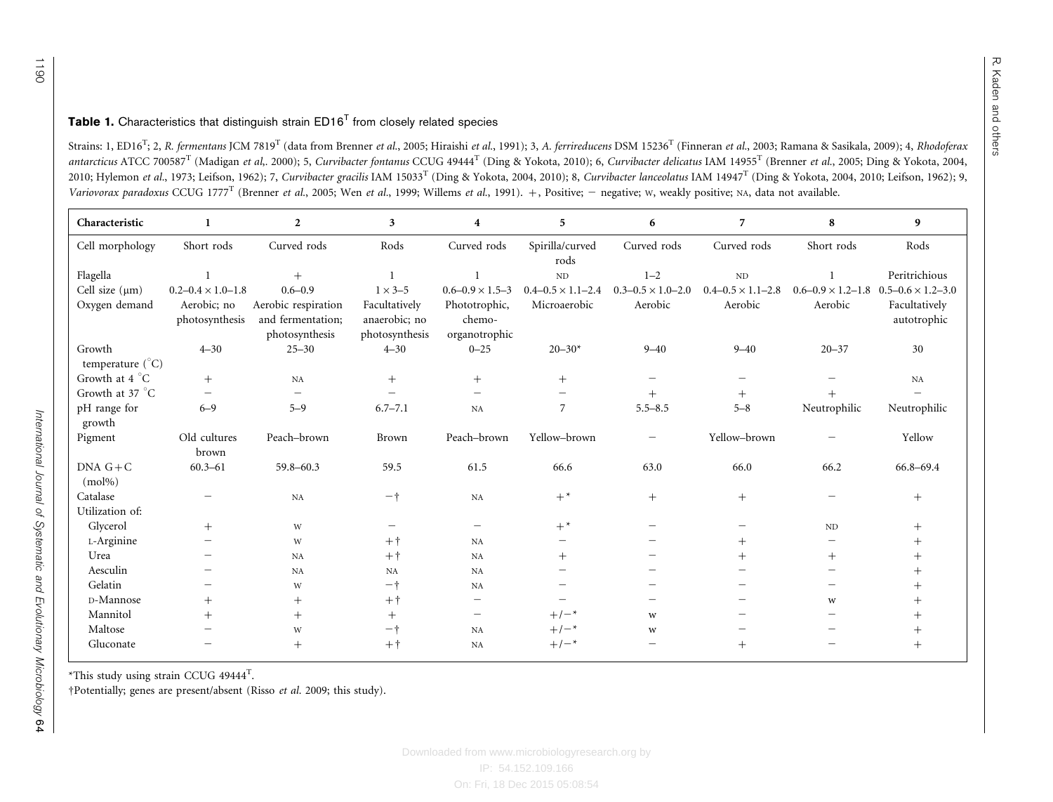**Table 1.** Characteristics that distinguish strain ED16$^T$ from closely related species

Strains: 1, ED16$^T$; 2, *R. fermentans* JCM 7819$^T$ (data from Brenner *et al.*, 2005; Hiraishi *et al.*, 1991); 3, *A. ferrireducens* DSM 15236$^T$ (Finneran *et al.*, 2003; Ramana & Sasikala, 2009); 4, *Rhodoferax antarcticus* ATCC 700587$^T$ (Madigan *et al*,. 2000); 5, *Curvibacter fontanus* CCUG 49444$^T$ (Ding & Yokota, 2010); 6, *Curvibacter delicatus* IAM 14955$^T$ (Brenner *et al.*, 2005; Ding & Yokota, 2004, 2010; Hylemon *et al.*, 1973; Leifson, 1962); 7, *Curvibacter gracilis* IAM 15033$^T$ (Ding & Yokota, 2004, 2010); 8, *Curvibacter lanceolatus* IAM 14947$^T$ (Ding & Yokota, 2004, 2010; Leifson, 1962); 9, *Variovorax paradoxus* CCUG 1777$^T$ (Brenner *et al.*, 2005; Wen *et al.*, 1999; Willems *et al.*, 1991). +, Positive; − negative; W, weakly positive; NA, data not available.

| Characteristic | 1 | 2 | 3 | 4 | 5 | 6 | 7 | 8 | 9 |
|---|---|---|---|---|---|---|---|---|---|
| Cell morphology | Short rods | Curved rods | Rods | Curved rods | Spirilla/curved rods | Curved rods | Curved rods | Short rods | Rods |
| Flagella | 1 | + | 1 | 1 | ND | 1–2 | ND | 1 | Peritrichious |
| Cell size (μm) | 0.2–0.4 × 1.0–1.8 | 0.6–0.9 | 1 × 3–5 | 0.6–0.9 × 1.5–3 | 0.4–0.5 × 1.1–2.4 | 0.3–0.5 × 1.0–2.0 | 0.4–0.5 × 1.1–2.8 | 0.6–0.9 × 1.2–1.8 | 0.5–0.6 × 1.2–3.0 |
| Oxygen demand | Aerobic; no photosynthesis | Aerobic respiration and fermentation; photosynthesis | Facultatively anaerobic; no photosynthesis | Phototrophic, chemo-organotrophic | Microaerobic | Aerobic | Aerobic | Aerobic | Facultatively autotrophic |
| Growth temperature (°C) | 4–30 | 25–30 | 4–30 | 0–25 | 20–30* | 9–40 | 9–40 | 20–37 | 30 |
| Growth at 4 °C | + | NA | + | + | + | − | − | − | NA |
| Growth at 37 °C | − | − | − | − | − | + | + | + | − |
| pH range for growth | 6–9 | 5–9 | 6.7–7.1 | NA | 7 | 5.5–8.5 | 5–8 | Neutrophilic | Neutrophilic |
| Pigment | Old cultures brown | Peach–brown | Brown | Peach–brown | Yellow–brown | − | Yellow–brown | − | Yellow |
| DNA G+C (mol%) | 60.3–61 | 59.8–60.3 | 59.5 | 61.5 | 66.6 | 63.0 | 66.0 | 66.2 | 66.8–69.4 |
| Catalase | − | NA | −† | NA | +* | + | + | − | + |
| Utilization of: | | | | | | | | | |
| Glycerol | + | W | − | − | +* | − | − | ND | + |
| L-Arginine | − | W | +† | NA | − | − | + | − | + |
| Urea | − | NA | +† | NA | + | − | + | + | + |
| Aesculin | − | NA | NA | NA | − | − | − | − | + |
| Gelatin | − | W | −† | NA | − | − | − | − | + |
| D-Mannose | + | + | +† | − | − | − | − | W | + |
| Mannitol | + | + | + | − | +/−* | W | − | − | + |
| Maltose | − | W | −† | NA | +/−* | W | − | − | + |
| Gluconate | − | + | +† | NA | +/−* | − | + | − | + |

*This study using strain CCUG 49444$^T$.

†Potentially; genes are present/absent (Risso *et al.* 2009; this study).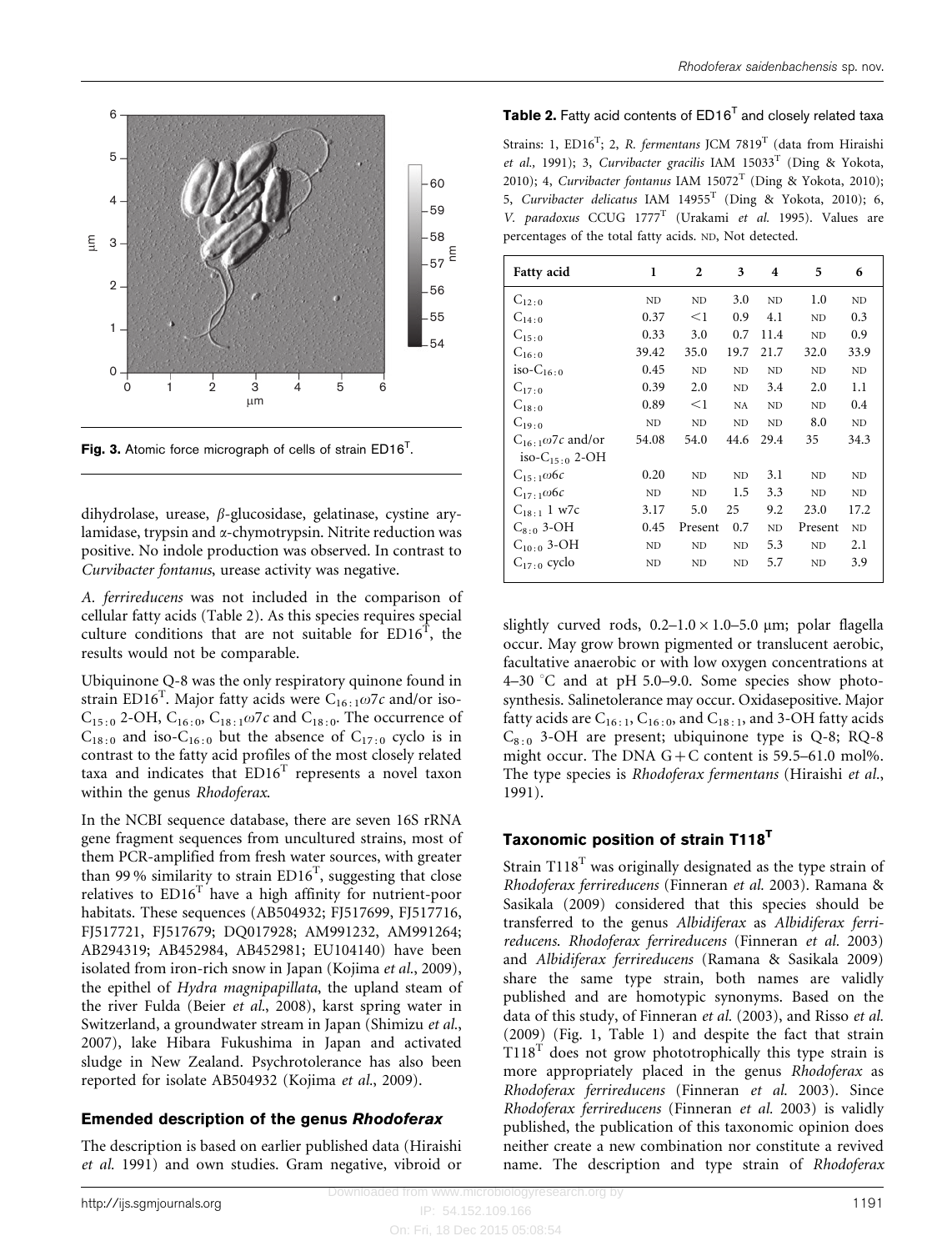Fig. 3. Atomic force micrograph of cells of strain ED16$^T$.

dihydrolase, urease, β-glucosidase, gelatinase, cystine arylamidase, trypsin and α-chymotrypsin. Nitrite reduction was positive. No indole production was observed. In contrast to *Curvibacter fontanus*, urease activity was negative.

*A. ferrireducens* was not included in the comparison of cellular fatty acids (Table 2). As this species requires special culture conditions that are not suitable for ED16$^T$, the results would not be comparable.

Ubiquinone Q-8 was the only respiratory quinone found in strain ED16$^T$. Major fatty acids were $C_{16:1}\omega 7c$ and/or iso-$C_{15:0}$ 2-OH, $C_{16:0}$, $C_{18:1}\omega 7c$ and $C_{18:0}$. The occurrence of $C_{18:0}$ and iso-$C_{16:0}$ but the absence of $C_{17:0}$ cyclo is in contrast to the fatty acid profiles of the most closely related taxa and indicates that ED16$^T$ represents a novel taxon within the genus *Rhodoferax*.

In the NCBI sequence database, there are seven 16S rRNA gene fragment sequences from uncultured strains, most of them PCR-amplified from fresh water sources, with greater than 99 % similarity to strain ED16$^T$, suggesting that close relatives to ED16$^T$ have a high affinity for nutrient-poor habitats. These sequences (AB504932; FJ517699, FJ517716, FJ517721, FJ517679; DQ017928; AM991232, AM991264; AB294319; AB452984, AB452981; EU104140) have been isolated from iron-rich snow in Japan (Kojima *et al.*, 2009), the epithel of *Hydra magnipapillata*, the upland steam of the river Fulda (Beier *et al.*, 2008), karst spring water in Switzerland, a groundwater stream in Japan (Shimizu *et al.*, 2007), lake Hibara Fukushima in Japan and activated sludge in New Zealand. Psychrotolerance has also been reported for isolate AB504932 (Kojima *et al.*, 2009).

## Emended description of the genus *Rhodoferax*

The description is based on earlier published data (Hiraishi *et al.* 1991) and own studies. Gram negative, vibroid or slightly curved rods, 0.2–1.0 × 1.0–5.0 μm; polar flagella occur. May grow brown pigmented or translucent aerobic, facultative anaerobic or with low oxygen concentrations at 4–30 °C and at pH 5.0–9.0. Some species show photosynthesis. Salinetolerance may occur. Oxidasepositive. Major fatty acids are $C_{16:1}$, $C_{16:0}$, and $C_{18:1}$, and 3-OH fatty acids $C_{8:0}$ 3-OH are present; ubiquinone type is Q-8; RQ-8 might occur. The DNA G + C content is 59.5–61.0 mol%. The type species is *Rhodoferax fermentans* (Hiraishi *et al.*, 1991).

**Table 2.** Fatty acid contents of ED16$^T$ and closely related taxa

Strains: 1, ED16$^T$; 2, *R. fermentans* JCM 7819$^T$ (data from Hiraishi *et al.*, 1991); 3, *Curvibacter gracilis* IAM 15033$^T$ (Ding & Yokota, 2010); 4, *Curvibacter fontanus* IAM 15072$^T$ (Ding & Yokota, 2010); 5, *Curvibacter delicatus* IAM 14955$^T$ (Ding & Yokota, 2010); 6, *V. paradoxus* CCUG 1777$^T$ (Urakami *et al.* 1995). Values are percentages of the total fatty acids. ND, Not detected.

| Fatty acid | 1 | 2 | 3 | 4 | 5 | 6 |
|---|---|---|---|---|---|---|
| $C_{12:0}$ | ND | ND | 3.0 | ND | 1.0 | ND |
| $C_{14:0}$ | 0.37 | <1 | 0.9 | 4.1 | ND | 0.3 |
| $C_{15:0}$ | 0.33 | 3.0 | 0.7 | 11.4 | ND | 0.9 |
| $C_{16:0}$ | 39.42 | 35.0 | 19.7 | 21.7 | 32.0 | 33.9 |
| iso-$C_{16:0}$ | 0.45 | ND | ND | ND | ND | ND |
| $C_{17:0}$ | 0.39 | 2.0 | ND | 3.4 | 2.0 | 1.1 |
| $C_{18:0}$ | 0.89 | <1 | NA | ND | ND | 0.4 |
| $C_{19:0}$ | ND | ND | ND | ND | 8.0 | ND |
| $C_{16:1}\omega 7c$ and/or iso-$C_{15:0}$ 2-OH | 54.08 | 54.0 | 44.6 | 29.4 | 35 | 34.3 |
| $C_{15:1}\omega 6c$ | 0.20 | ND | ND | 3.1 | ND | ND |
| $C_{17:1}\omega 6c$ | ND | ND | 1.5 | 3.3 | ND | ND |
| $C_{18:1}$ 1 w7c | 3.17 | 5.0 | 25 | 9.2 | 23.0 | 17.2 |
| $C_{8:0}$ 3-OH | 0.45 | Present | 0.7 | ND | Present | ND |
| $C_{10:0}$ 3-OH | ND | ND | ND | 5.3 | ND | 2.1 |
| $C_{17:0}$ cyclo | ND | ND | ND | 5.7 | ND | 3.9 |

## Taxonomic position of strain T118$^T$

Strain T118$^T$ was originally designated as the type strain of *Rhodoferax ferrireducens* (Finneran *et al.* 2003). Ramana & Sasikala (2009) considered that this species should be transferred to the genus *Albidiferax* as *Albidiferax ferrireducens*. *Rhodoferax ferrireducens* (Finneran *et al.* 2003) and *Albidiferax ferrireducens* (Ramana & Sasikala 2009) share the same type strain, both names are validly published and are homotypic synonyms. Based on the data of this study, of Finneran *et al.* (2003), and Risso *et al.* (2009) (Fig. 1, Table 1) and despite the fact that strain T118$^T$ does not grow phototrophically this type strain is more appropriately placed in the genus *Rhodoferax* as *Rhodoferax ferrireducens* (Finneran *et al.* 2003). Since *Rhodoferax ferrireducens* (Finneran *et al.* 2003) is validly published, the publication of this taxonomic opinion does neither create a new combination nor constitute a revived name. The description and type strain of *Rhodoferax*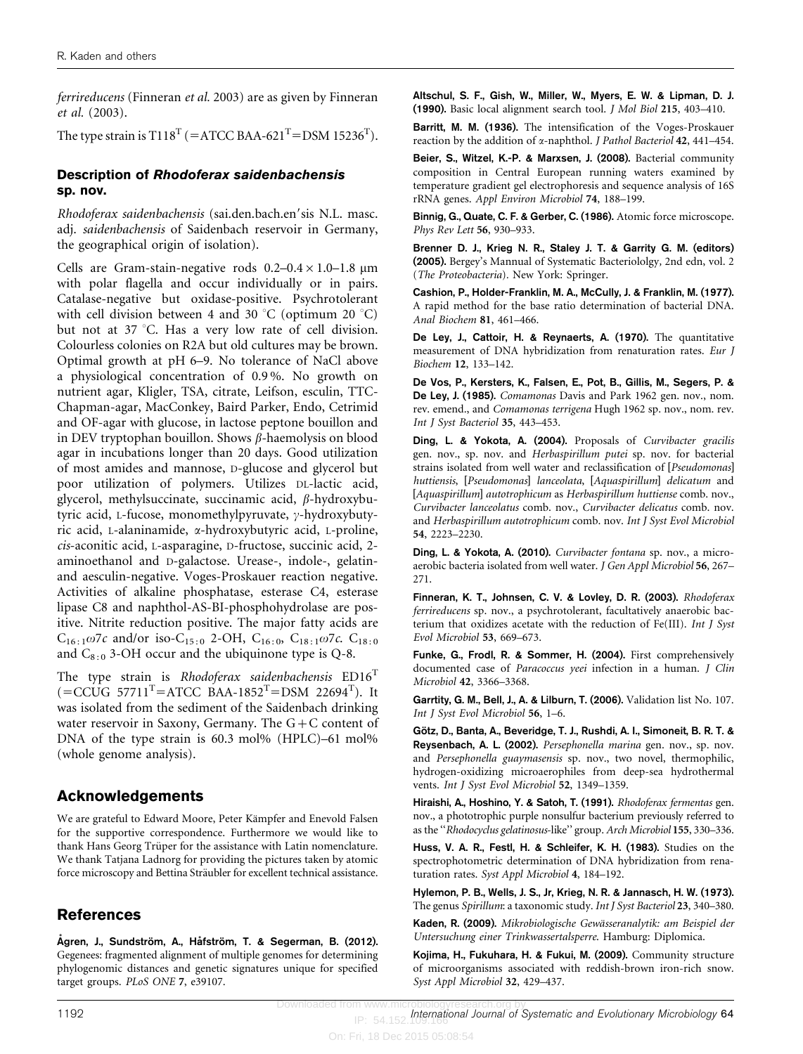*ferrireducens* (Finneran *et al.* 2003) are as given by Finneran *et al.* (2003).

The type strain is T118$^T$ (=ATCC BAA-621$^T$=DSM 15236$^T$).

### Description of *Rhodoferax saidenbachensis* sp. nov.

*Rhodoferax saidenbachensis* (sai.den.bach.en′sis N.L. masc. adj. *saidenbachensis* of Saidenbach reservoir in Germany, the geographical origin of isolation).

Cells are Gram-stain-negative rods 0.2–0.4 × 1.0–1.8 μm with polar flagella and occur individually or in pairs. Catalase-negative but oxidase-positive. Psychrotolerant with cell division between 4 and 30 °C (optimum 20 °C) but not at 37 °C. Has a very low rate of cell division. Colourless colonies on R2A but old cultures may be brown. Optimal growth at pH 6–9. No tolerance of NaCl above a physiological concentration of 0.9 %. No growth on nutrient agar, Kligler, TSA, citrate, Leifson, esculin, TTC-Chapman-agar, MacConkey, Baird Parker, Endo, Cetrimid and OF-agar with glucose, in lactose peptone bouillon and in DEV tryptophan bouillon. Shows β-haemolysis on blood agar in incubations longer than 20 days. Good utilization of most amides and mannose, D-glucose and glycerol but poor utilization of polymers. Utilizes DL-lactic acid, glycerol, methylsuccinate, succinamic acid, β-hydroxybutyric acid, L-fucose, monomethylpyruvate, γ-hydroxybutyric acid, L-alaninamide, α-hydroxybutyric acid, L-proline, *cis*-aconitic acid, L-asparagine, D-fructose, succinic acid, 2-aminoethanol and D-galactose. Urease-, indole-, gelatin- and aesculin-negative. Voges-Proskauer reaction negative. Activities of alkaline phosphatase, esterase C4, esterase lipase C8 and naphthol-AS-BI-phosphohydrolase are positive. Nitrite reduction positive. The major fatty acids are $C_{16:1}\omega 7c$ and/or iso-$C_{15:0}$ 2-OH, $C_{16:0}$, $C_{18:1}\omega 7c$. $C_{18:0}$ and $C_{8:0}$ 3-OH occur and the ubiquinone type is Q-8.

The type strain is *Rhodoferax saidenbachensis* ED16$^T$ (=CCUG 57711$^T$=ATCC BAA-1852$^T$=DSM 22694$^T$). It was isolated from the sediment of the Saidenbach drinking water reservoir in Saxony, Germany. The G+C content of DNA of the type strain is 60.3 mol% (HPLC)–61 mol% (whole genome analysis).

## Acknowledgements

We are grateful to Edward Moore, Peter Kämpfer and Enevold Falsen for the supportive correspondence. Furthermore we would like to thank Hans Georg Trüper for the assistance with Latin nomenclature. We thank Tatjana Ladnorg for providing the pictures taken by atomic force microscopy and Bettina Sträubler for excellent technical assistance.

## References

**Ågren, J., Sundström, A., Håfström, T. & Segerman, B. (2012).** Gegenees: fragmented alignment of multiple genomes for determining phylogenomic distances and genetic signatures unique for specified target groups. *PLoS ONE* **7**, e39107.

**Altschul, S. F., Gish, W., Miller, W., Myers, E. W. & Lipman, D. J. (1990).** Basic local alignment search tool. *J Mol Biol* **215**, 403–410.

**Barritt, M. M. (1936).** The intensification of the Voges-Proskauer reaction by the addition of α-naphthol. *J Pathol Bacteriol* **42**, 441–454.

**Beier, S., Witzel, K.-P. & Marxsen, J. (2008).** Bacterial community composition in Central European running waters examined by temperature gradient gel electrophoresis and sequence analysis of 16S rRNA genes. *Appl Environ Microbiol* **74**, 188–199.

**Binnig, G., Quate, C. F. & Gerber, C. (1986).** Atomic force microscope. *Phys Rev Lett* **56**, 930–933.

**Brenner D. J., Krieg N. R., Staley J. T. & Garrity G. M. (editors) (2005).** Bergey's Mannual of Systematic Bacteriololgy, 2nd edn, vol. 2 (*The Proteobacteria*). New York: Springer.

**Cashion, P., Holder-Franklin, M. A., McCully, J. & Franklin, M. (1977).** A rapid method for the base ratio determination of bacterial DNA. *Anal Biochem* **81**, 461–466.

**De Ley, J., Cattoir, H. & Reynaerts, A. (1970).** The quantitative measurement of DNA hybridization from renaturation rates. *Eur J Biochem* **12**, 133–142.

**De Vos, P., Kersters, K., Falsen, E., Pot, B., Gillis, M., Segers, P. & De Ley, J. (1985).** *Comamonas* Davis and Park 1962 gen. nov., nom. rev. emend., and *Comamonas terrigena* Hugh 1962 sp. nov., nom. rev. *Int J Syst Bacteriol* **35**, 443–453.

**Ding, L. & Yokota, A. (2004).** Proposals of *Curvibacter gracilis* gen. nov., sp. nov. and *Herbaspirillum putei* sp. nov. for bacterial strains isolated from well water and reclassification of [*Pseudomonas*] *huttiensis*, [*Pseudomonas*] *lanceolata*, [*Aquaspirillum*] *delicatum* and [*Aquaspirillum*] *autotrophicum* as *Herbaspirillum huttiense* comb. nov., *Curvibacter lanceolatus* comb. nov., *Curvibacter delicatus* comb. nov. and *Herbaspirillum autotrophicum* comb. nov. *Int J Syst Evol Microbiol* **54**, 2223–2230.

**Ding, L. & Yokota, A. (2010).** *Curvibacter fontana* sp. nov., a microaerobic bacteria isolated from well water. *J Gen Appl Microbiol* **56**, 267–271.

**Finneran, K. T., Johnsen, C. V. & Lovley, D. R. (2003).** *Rhodoferax ferrireducens* sp. nov., a psychrotolerant, facultatively anaerobic bacterium that oxidizes acetate with the reduction of Fe(III). *Int J Syst Evol Microbiol* **53**, 669–673.

**Funke, G., Frodl, R. & Sommer, H. (2004).** First comprehensively documented case of *Paracoccus yeei* infection in a human. *J Clin Microbiol* **42**, 3366–3368.

**Garrtity, G. M., Bell, J., A. & Lilburn, T. (2006).** Validation list No. 107. *Int J Syst Evol Microbiol* **56**, 1–6.

**Götz, D., Banta, A., Beveridge, T. J., Rushdi, A. I., Simoneit, B. R. T. & Reysenbach, A. L. (2002).** *Persephonella marina* gen. nov., sp. nov. and *Persephonella guaymasensis* sp. nov., two novel, thermophilic, hydrogen-oxidizing microaerophiles from deep-sea hydrothermal vents. *Int J Syst Evol Microbiol* **52**, 1349–1359.

**Hiraishi, A., Hoshino, Y. & Satoh, T. (1991).** *Rhodoferax fermentas* gen. nov., a phototrophic purple nonsulfur bacterium previously referred to as the "*Rhodocyclus gelatinosus*-like" group. *Arch Microbiol* **155**, 330–336.

**Huss, V. A. R., Festl, H. & Schleifer, K. H. (1983).** Studies on the spectrophotometric determination of DNA hybridization from renaturation rates. *Syst Appl Microbiol* **4**, 184–192.

**Hylemon, P. B., Wells, J. S., Jr, Krieg, N. R. & Jannasch, H. W. (1973).** The genus *Spirillum*: a taxonomic study. *Int J Syst Bacteriol* **23**, 340–380.

**Kaden, R. (2009).** *Mikrobiologische Gewässeranalytik: am Beispiel der Untersuchung einer Trinkwassertalsperre*. Hamburg: Diplomica.

**Kojima, H., Fukuhara, H. & Fukui, M. (2009).** Community structure of microorganisms associated with reddish-brown iron-rich snow. *Syst Appl Microbiol* **32**, 429–437.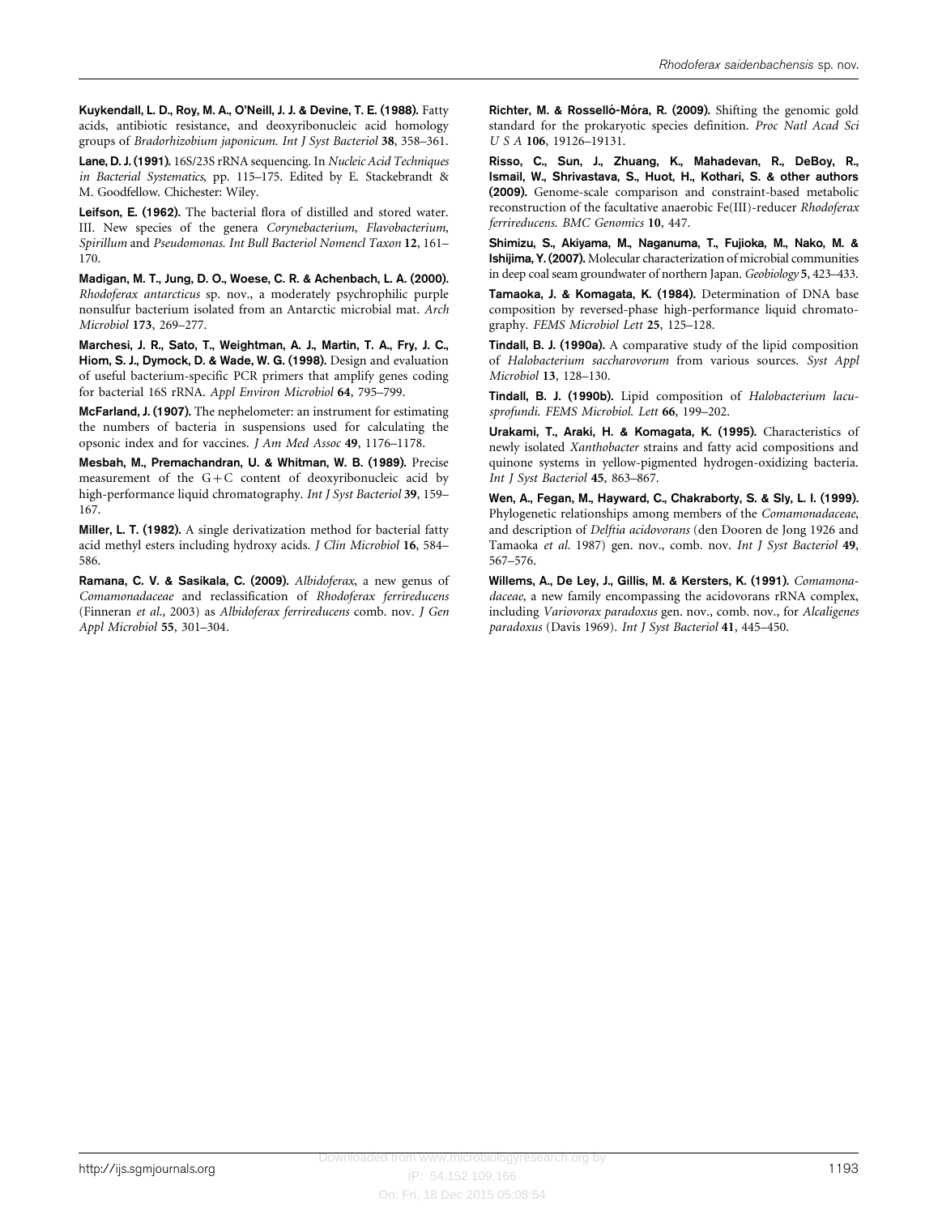**Kuykendall, L. D., Roy, M. A., O'Neill, J. J. & Devine, T. E. (1988).** Fatty acids, antibiotic resistance, and deoxyribonucleic acid homology groups of *Bradorhizobium japonicum*. *Int J Syst Bacteriol* **38**, 358–361.

**Lane, D. J. (1991).** 16S/23S rRNA sequencing. In *Nucleic Acid Techniques in Bacterial Systematics*, pp. 115–175. Edited by E. Stackebrandt & M. Goodfellow. Chichester: Wiley.

**Leifson, E. (1962).** The bacterial flora of distilled and stored water. III. New species of the genera *Corynebacterium*, *Flavobacterium*, *Spirillum* and *Pseudomonas*. *Int Bull Bacteriol Nomencl Taxon* **12**, 161–170.

**Madigan, M. T., Jung, D. O., Woese, C. R. & Achenbach, L. A. (2000).** *Rhodoferax antarcticus* sp. nov., a moderately psychrophilic purple nonsulfur bacterium isolated from an Antarctic microbial mat. *Arch Microbiol* **173**, 269–277.

**Marchesi, J. R., Sato, T., Weightman, A. J., Martin, T. A., Fry, J. C., Hiom, S. J., Dymock, D. & Wade, W. G. (1998).** Design and evaluation of useful bacterium-specific PCR primers that amplify genes coding for bacterial 16S rRNA. *Appl Environ Microbiol* **64**, 795–799.

**McFarland, J. (1907).** The nephelometer: an instrument for estimating the numbers of bacteria in suspensions used for calculating the opsonic index and for vaccines. *J Am Med Assoc* **49**, 1176–1178.

**Mesbah, M., Premachandran, U. & Whitman, W. B. (1989).** Precise measurement of the G+C content of deoxyribonucleic acid by high-performance liquid chromatography. *Int J Syst Bacteriol* **39**, 159–167.

**Miller, L. T. (1982).** A single derivatization method for bacterial fatty acid methyl esters including hydroxy acids. *J Clin Microbiol* **16**, 584–586.

**Ramana, C. V. & Sasikala, C. (2009).** *Albidoferax*, a new genus of *Comamonadaceae* and reclassification of *Rhodoferax ferrireducens* (Finneran *et al.*, 2003) as *Albidoferax ferrireducens* comb. nov. *J Gen Appl Microbiol* **55**, 301–304.

**Richter, M. & Rosselló-Móra, R. (2009).** Shifting the genomic gold standard for the prokaryotic species definition. *Proc Natl Acad Sci U S A* **106**, 19126–19131.

**Risso, C., Sun, J., Zhuang, K., Mahadevan, R., DeBoy, R., Ismail, W., Shrivastava, S., Huot, H., Kothari, S. & other authors (2009).** Genome-scale comparison and constraint-based metabolic reconstruction of the facultative anaerobic Fe(III)-reducer *Rhodoferax ferrireducens*. *BMC Genomics* **10**, 447.

**Shimizu, S., Akiyama, M., Naganuma, T., Fujioka, M., Nako, M. & Ishijima, Y. (2007).** Molecular characterization of microbial communities in deep coal seam groundwater of northern Japan. *Geobiology* **5**, 423–433.

**Tamaoka, J. & Komagata, K. (1984).** Determination of DNA base composition by reversed-phase high-performance liquid chromatography. *FEMS Microbiol Lett* **25**, 125–128.

**Tindall, B. J. (1990a).** A comparative study of the lipid composition of *Halobacterium saccharovorum* from various sources. *Syst Appl Microbiol* **13**, 128–130.

**Tindall, B. J. (1990b).** Lipid composition of *Halobacterium lacusprofundi*. *FEMS Microbiol. Lett* **66**, 199–202.

**Urakami, T., Araki, H. & Komagata, K. (1995).** Characteristics of newly isolated *Xanthobacter* strains and fatty acid compositions and quinone systems in yellow-pigmented hydrogen-oxidizing bacteria. *Int J Syst Bacteriol* **45**, 863–867.

**Wen, A., Fegan, M., Hayward, C., Chakraborty, S. & Sly, L. I. (1999).** Phylogenetic relationships among members of the *Comamonadaceae*, and description of *Delftia acidovorans* (den Dooren de Jong 1926 and Tamaoka *et al.* 1987) gen. nov., comb. nov. *Int J Syst Bacteriol* **49**, 567–576.

**Willems, A., De Ley, J., Gillis, M. & Kersters, K. (1991).** *Comamonadaceae*, a new family encompassing the acidovorans rRNA complex, including *Variovorax paradoxus* gen. nov., comb. nov., for *Alcaligenes paradoxus* (Davis 1969). *Int J Syst Bacteriol* **41**, 445–450.